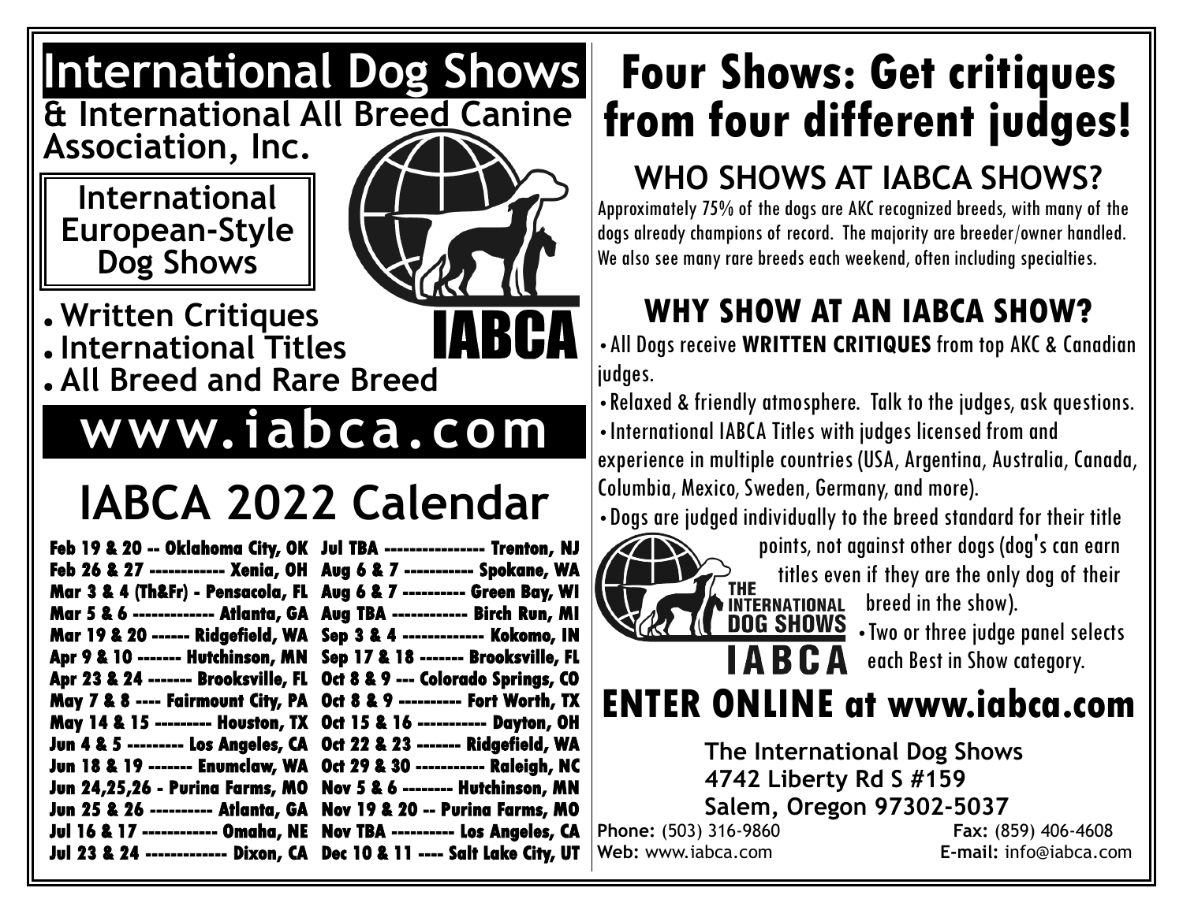# International Dog Shows

## & International All Breed Canine Association, Inc.

**International European-Style Dog Shows**

IABCA

- Written Critiques
- International Titles
- All Breed and Rare Breed

## www.iabca.com

## IABCA 2022 Calendar

| | |
|---|---|
| Feb 19 & 20 -- Oklahoma City, OK | Jul TBA ---------------- Trenton, NJ |
| Feb 26 & 27 ------------ Xenia, OH | Aug 6 & 7 ----------- Spokane, WA |
| Mar 3 & 4 (Th&Fr) - Pensacola, FL | Aug 6 & 7 ---------- Green Bay, WI |
| Mar 5 & 6 ------------- Atlanta, GA | Aug TBA ------------ Birch Run, MI |
| Mar 19 & 20 ------ Ridgefield, WA | Sep 3 & 4 ------------- Kokomo, IN |
| Apr 9 & 10 ------- Hutchinson, MN | Sep 17 & 18 ------- Brooksville, FL |
| Apr 23 & 24 ------- Brooksville, FL | Oct 8 & 9 --- Colorado Springs, CO |
| May 7 & 8 ---- Fairmount City, PA | Oct 8 & 9 ---------- Fort Worth, TX |
| May 14 & 15 --------- Houston, TX | Oct 15 & 16 ----------- Dayton, OH |
| Jun 4 & 5 --------- Los Angeles, CA | Oct 22 & 23 ------- Ridgefield, WA |
| Jun 18 & 19 ------- Enumclaw, WA | Oct 29 & 30 ----------- Raleigh, NC |
| Jun 24,25,26 - Purina Farms, MO | Nov 5 & 6 -------- Hutchinson, MN |
| Jun 25 & 26 ---------- Atlanta, GA | Nov 19 & 20 -- Purina Farms, MO |
| Jul 16 & 17 ------------ Omaha, NE | Nov TBA ---------- Los Angeles, CA |
| Jul 23 & 24 ------------- Dixon, CA | Dec 10 & 11 ---- Salt Lake City, UT |

# Four Shows: Get critiques from four different judges!

## WHO SHOWS AT IABCA SHOWS?

Approximately 75% of the dogs are AKC recognized breeds, with many of the dogs already champions of record. The majority are breeder/owner handled. We also see many rare breeds each weekend, often including specialties.

## WHY SHOW AT AN IABCA SHOW?

- All Dogs receive **WRITTEN CRITIQUES** from top AKC & Canadian judges.
- Relaxed & friendly atmosphere. Talk to the judges, ask questions.
- International IABCA Titles with judges licensed from and experience in multiple countries (USA, Argentina, Australia, Canada, Columbia, Mexico, Sweden, Germany, and more).
- Dogs are judged individually to the breed standard for their title points, not against other dogs (dog's can earn titles even if they are the only dog of their breed in the show).
- Two or three judge panel selects each Best in Show category.

THE INTERNATIONAL DOG SHOWS IABCA

## ENTER ONLINE at www.iabca.com

**The International Dog Shows**
**4742 Liberty Rd S #159**
**Salem, Oregon 97302-5037**

**Phone:** (503) 316-9860 **Fax:** (859) 406-4608
**Web:** www.iabca.com **E-mail:** info@iabca.com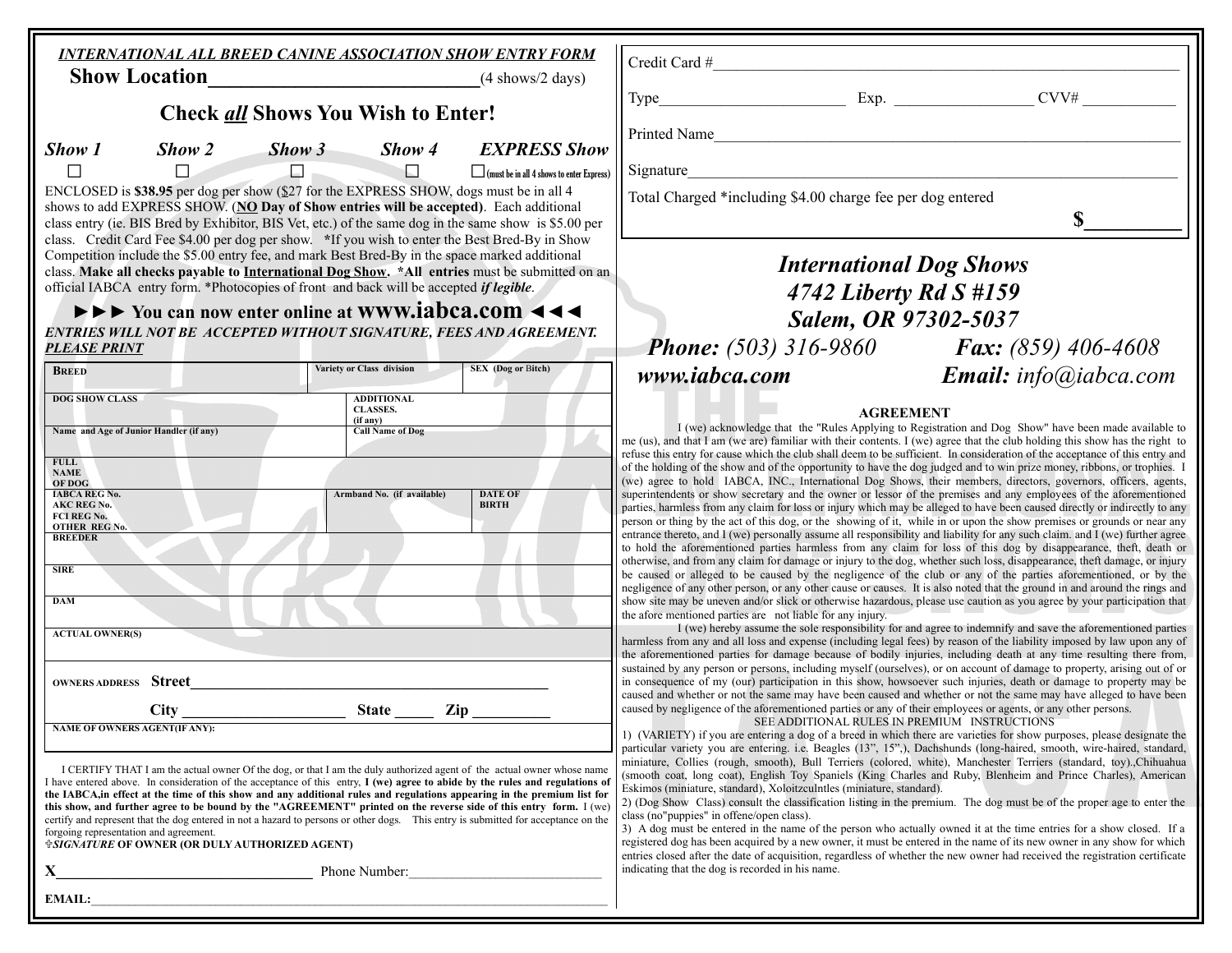***INTERNATIONAL ALL BREED CANINE ASSOCIATION SHOW ENTRY FORM***

**Show Location**\_\_\_\_\_\_\_\_\_\_\_\_\_\_\_\_\_\_\_\_\_\_\_\_\_\_\_\_(4 shows/2 days)

## Check *all* Shows You Wish to Enter!

| ***Show 1*** | ***Show 2*** | ***Show 3*** | ***Show 4*** | ***EXPRESS Show*** |
|---|---|---|---|---|
| ☐ | ☐ | ☐ | ☐ | ☐ (must be in all 4 shows to enter Express) |

ENCLOSED is **$38.95** per dog per show ($27 for the EXPRESS SHOW, dogs must be in all 4 shows to add EXPRESS SHOW. (**NO Day of Show entries will be accepted**). Each additional class entry (ie. BIS Bred by Exhibitor, BIS Vet, etc.) of the same dog in the same show is $5.00 per class. Credit Card Fee $4.00 per dog per show. **\*If you wish to enter the Best Bred-By in Show Competition include the $5.00 entry fee, and mark Best Bred-By in the space marked additional class. **Make all checks payable to International Dog Show. \*All entries** must be submitted on an official IABCA entry form. \*Photocopies of front and back will be accepted ***if legible***.

**►►► You can now enter online at www.iabca.com ◄◄◄**

***ENTRIES WILL NOT BE ACCEPTED WITHOUT SIGNATURE, FEES AND AGREEMENT.***

***PLEASE PRINT***

| | | | |
|---|---|---|---|
| **BREED** | | **Variety or Class division** | **SEX (Dog or Bitch)** |
| **DOG SHOW CLASS** | | **ADDITIONAL CLASSES. (if any)** | |
| **Name and Age of Junior Handler (if any)** | | **Call Name of Dog** | |
| **FULL NAME OF DOG** | | | |
| **IABCA REG No. AKC REG No. FCI REG No. OTHER REG No.** | | **Armband No. (if available)** | **DATE OF BIRTH** |
| **BREEDER** | | | |
| **SIRE** | | | |
| **DAM** | | | |
| **ACTUAL OWNER(S)** | | | |
| **OWNERS ADDRESS Street**\_\_\_\_\_\_\_\_\_\_\_\_\_\_\_\_\_\_\_\_ | | | |
| **City** \_\_\_\_\_\_\_\_\_\_ **State** \_\_\_\_\_ **Zip** \_\_\_\_\_\_ | | | |
| **NAME OF OWNERS AGENT(IF ANY):** | | | |

I CERTIFY THAT I am the actual owner Of the dog, or that I am the duly authorized agent of the actual owner whose name I have entered above. In consideration of the acceptance of this entry, **I (we) agree to abide by the rules and regulations of the IABCA,in effect at the time of this show and any additional rules and regulations appearing in the premium list for this show, and further agree to be bound by the "AGREEMENT" printed on the reverse side of this entry form.** I (we) certify and represent that the dog entered in not a hazard to persons or other dogs. This entry is submitted for acceptance on the forgoing representation and agreement.

***SIGNATURE* OF OWNER (OR DULY AUTHORIZED AGENT)**

**X**\_\_\_\_\_\_\_\_\_\_\_\_\_\_\_\_\_\_\_\_\_\_\_\_\_\_ Phone Number:\_\_\_\_\_\_\_\_\_\_\_\_\_\_\_\_\_\_\_\_

**EMAIL:**\_\_\_\_\_\_\_\_\_\_\_\_\_\_\_\_\_\_\_\_\_\_\_\_\_\_\_\_\_\_\_\_\_\_\_\_\_\_\_\_

Credit Card #\_\_\_\_\_\_\_\_\_\_\_\_\_\_\_\_\_\_\_\_\_\_\_\_\_\_\_\_\_\_\_\_\_\_\_\_\_\_

Type\_\_\_\_\_\_\_\_\_\_\_\_\_\_\_\_\_\_ Exp. \_\_\_\_\_\_\_\_\_\_\_\_\_\_ CVV# \_\_\_\_\_\_\_\_\_\_

Printed Name\_\_\_\_\_\_\_\_\_\_\_\_\_\_\_\_\_\_\_\_\_\_\_\_\_\_\_\_\_\_\_\_\_\_\_\_\_\_

Signature\_\_\_\_\_\_\_\_\_\_\_\_\_\_\_\_\_\_\_\_\_\_\_\_\_\_\_\_\_\_\_\_\_\_\_\_\_\_\_\_\_\_

Total Charged \*including $4.00 charge fee per dog entered

**$**\_\_\_\_\_\_\_\_\_\_

## *International Dog Shows*
## *4742 Liberty Rd S #159*
## *Salem, OR 97302-5037*

***Phone:*** *(503) 316-9860* ***Fax:*** *(859) 406-4608*

***www.iabca.com*** ***Email:*** *info@iabca.com*

### AGREEMENT

I (we) acknowledge that the "Rules Applying to Registration and Dog Show" have been made available to me (us), and that I am (we are) familiar with their contents. I (we) agree that the club holding this show has the right to refuse this entry for cause which the club shall deem to be sufficient. In consideration of the acceptance of this entry and of the holding of the show and of the opportunity to have the dog judged and to win prize money, ribbons, or trophies. I (we) agree to hold IABCA, INC., International Dog Shows, their members, directors, governors, officers, agents, superintendents or show secretary and the owner or lessor of the premises and any employees of the aforementioned parties, harmless from any claim for loss or injury which may be alleged to have been caused directly or indirectly to any person or thing by the act of this dog, or the showing of it, while in or upon the show premises or grounds or near any entrance thereto, and I (we) personally assume all responsibility and liability for any such claim. and I (we) further agree to hold the aforementioned parties harmless from any claim for loss of this dog by disappearance, theft, death or otherwise, and from any claim for damage or injury to the dog, whether such loss, disappearance, theft damage, or injury be caused or alleged to be caused by the negligence of the club or any of the parties aforementioned, or by the negligence of any other person, or any other cause or causes. It is also noted that the ground in and around the rings and show site may be uneven and/or slick or otherwise hazardous, please use caution as you agree by your participation that the afore mentioned parties are not liable for any injury.

I (we) hereby assume the sole responsibility for and agree to indemnify and save the aforementioned parties harmless from any and all loss and expense (including legal fees) by reason of the liability imposed by law upon any of the aforementioned parties for damage because of bodily injuries, including death at any time resulting there from, sustained by any person or persons, including myself (ourselves), or on account of damage to property, arising out of or in consequence of my (our) participation in this show, howsoever such injuries, death or damage to property may be caused and whether or not the same may have been caused and whether or not the same may have alleged to have been caused by negligence of the aforementioned parties or any of their employees or agents, or any other persons.

SEE ADDITIONAL RULES IN PREMIUM INSTRUCTIONS

1) (VARIETY) if you are entering a dog of a breed in which there are varieties for show purposes, please designate the particular variety you are entering. i.e. Beagles (13", 15",), Dachshunds (long-haired, smooth, wire-haired, standard, miniature, Collies (rough, smooth), Bull Terriers (colored, white), Manchester Terriers (standard, toy).,Chihuahua (smooth coat, long coat), English Toy Spaniels (King Charles and Ruby, Blenheim and Prince Charles), American Eskimos (miniature, standard), Xoloitzculntles (miniature, standard).

2) (Dog Show Class) consult the classification listing in the premium. The dog must be of the proper age to enter the class (no"puppies" in offene/open class).

3) A dog must be entered in the name of the person who actually owned it at the time entries for a show closed. If a registered dog has been acquired by a new owner, it must be entered in the name of its new owner in any show for which entries closed after the date of acquisition, regardless of whether the new owner had received the registration certificate indicating that the dog is recorded in his name.